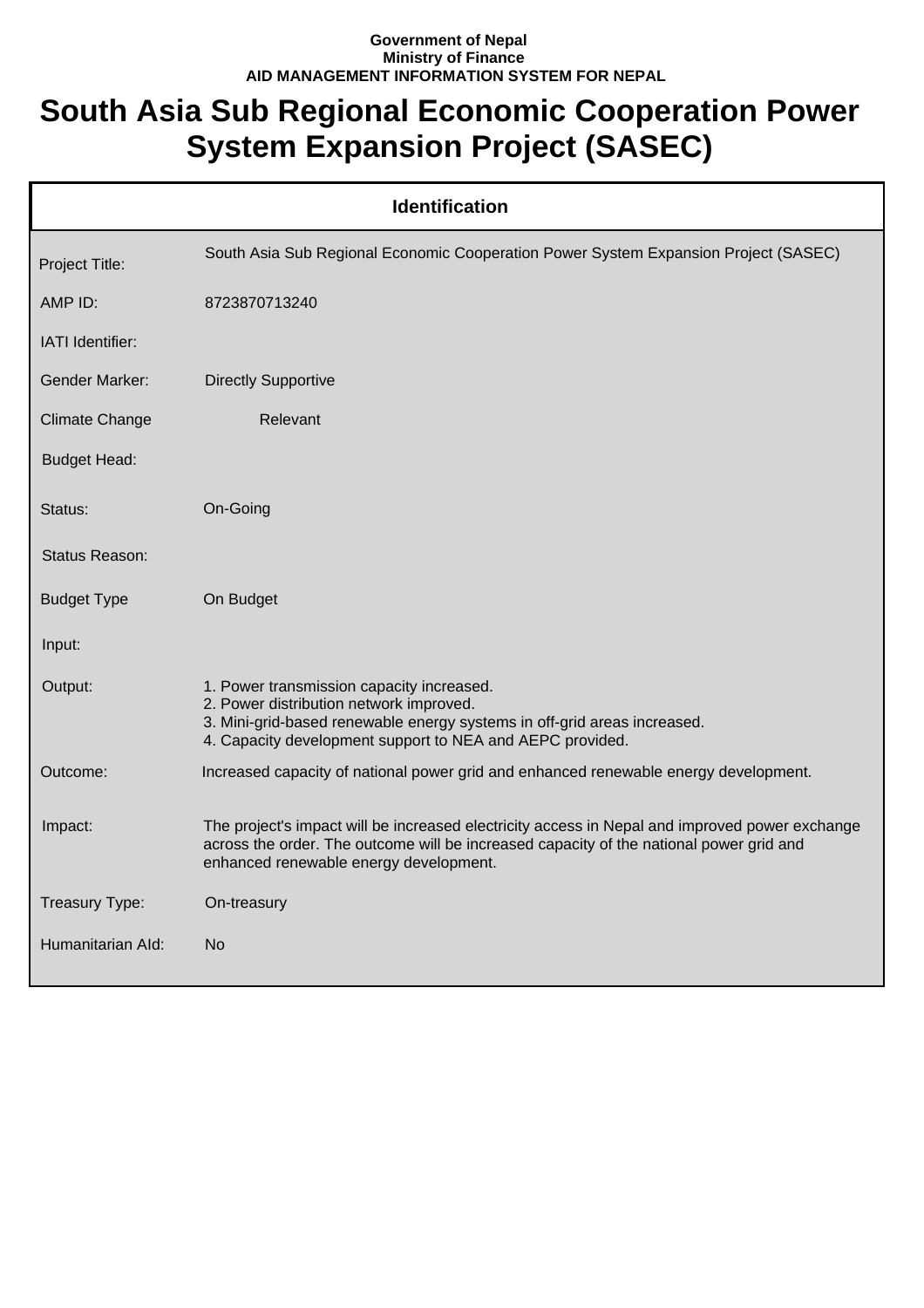**Government of Nepal**
**Ministry of Finance**
**AID MANAGEMENT INFORMATION SYSTEM FOR NEPAL**

# South Asia Sub Regional Economic Cooperation Power System Expansion Project (SASEC)

## Identification

| Field | Value |
|---|---|
| Project Title: | South Asia Sub Regional Economic Cooperation Power System Expansion Project (SASEC) |
| AMP ID: | 8723870713240 |
| IATI Identifier: | |
| Gender Marker: | Directly Supportive |
| Climate Change | Relevant |
| Budget Head: | |
| Status: | On-Going |
| Status Reason: | |
| Budget Type | On Budget |
| Input: | |
| Output: | 1. Power transmission capacity increased.<br>2. Power distribution network improved.<br>3. Mini-grid-based renewable energy systems in off-grid areas increased.<br>4. Capacity development support to NEA and AEPC provided. |
| Outcome: | Increased capacity of national power grid and enhanced renewable energy development. |
| Impact: | The project's impact will be increased electricity access in Nepal and improved power exchange across the order. The outcome will be increased capacity of the national power grid and enhanced renewable energy development. |
| Treasury Type: | On-treasury |
| Humanitarian AId: | No |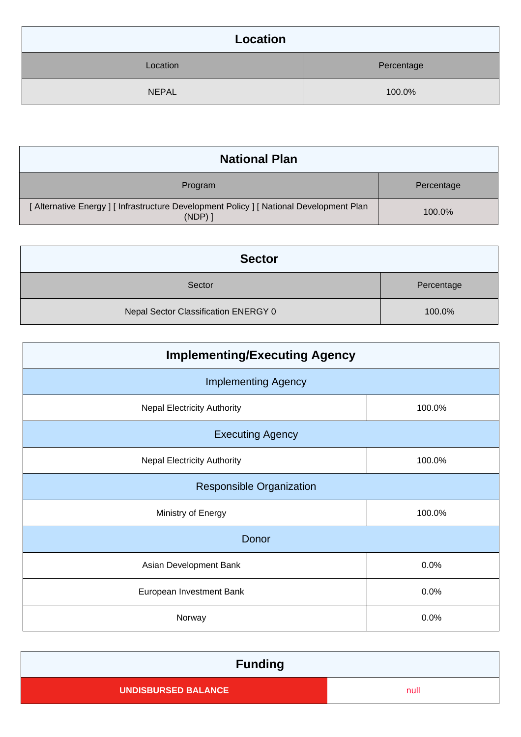## Location

| Location | Percentage |
| --- | --- |
| NEPAL | 100.0% |

## National Plan

| Program | Percentage |
| --- | --- |
| [ Alternative Energy ] [ Infrastructure Development Policy ] [ National Development Plan (NDP) ] | 100.0% |

## Sector

| Sector | Percentage |
| --- | --- |
| Nepal Sector Classification ENERGY 0 | 100.0% |

## Implementing/Executing Agency

| Implementing Agency | |
| --- | --- |
| Nepal Electricity Authority | 100.0% |
| **Executing Agency** | |
| Nepal Electricity Authority | 100.0% |
| **Responsible Organization** | |
| Ministry of Energy | 100.0% |
| **Donor** | |
| Asian Development Bank | 0.0% |
| European Investment Bank | 0.0% |
| Norway | 0.0% |

## Funding

| UNDISBURSED BALANCE | null |
| --- | --- |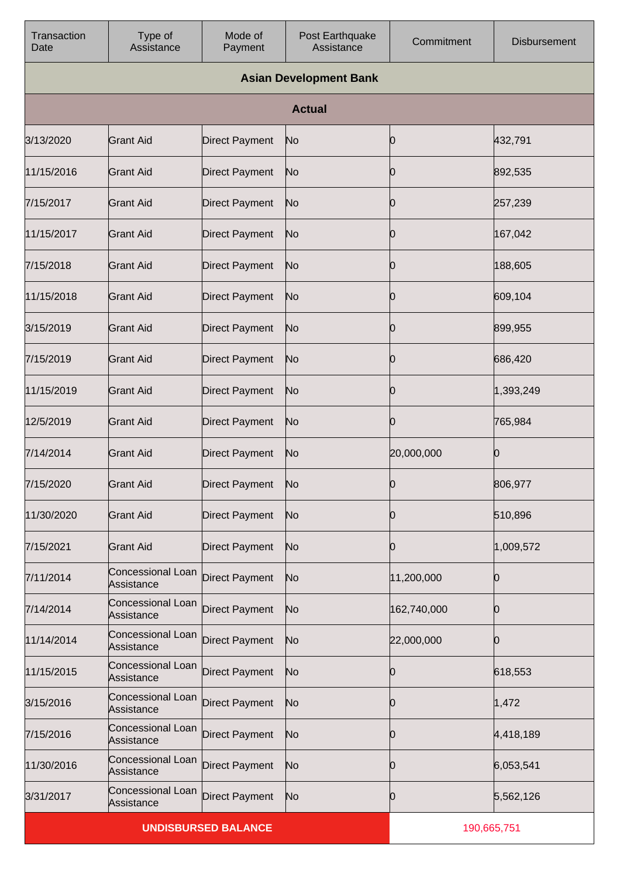| Transaction Date | Type of Assistance | Mode of Payment | Post Earthquake Assistance | Commitment | Disbursement |
|---|---|---|---|---|---|
| **Asian Development Bank** | | | | | |
| **Actual** | | | | | |
| 3/13/2020 | Grant Aid | Direct Payment | No | 0 | 432,791 |
| 11/15/2016 | Grant Aid | Direct Payment | No | 0 | 892,535 |
| 7/15/2017 | Grant Aid | Direct Payment | No | 0 | 257,239 |
| 11/15/2017 | Grant Aid | Direct Payment | No | 0 | 167,042 |
| 7/15/2018 | Grant Aid | Direct Payment | No | 0 | 188,605 |
| 11/15/2018 | Grant Aid | Direct Payment | No | 0 | 609,104 |
| 3/15/2019 | Grant Aid | Direct Payment | No | 0 | 899,955 |
| 7/15/2019 | Grant Aid | Direct Payment | No | 0 | 686,420 |
| 11/15/2019 | Grant Aid | Direct Payment | No | 0 | 1,393,249 |
| 12/5/2019 | Grant Aid | Direct Payment | No | 0 | 765,984 |
| 7/14/2014 | Grant Aid | Direct Payment | No | 20,000,000 | 0 |
| 7/15/2020 | Grant Aid | Direct Payment | No | 0 | 806,977 |
| 11/30/2020 | Grant Aid | Direct Payment | No | 0 | 510,896 |
| 7/15/2021 | Grant Aid | Direct Payment | No | 0 | 1,009,572 |
| 7/11/2014 | Concessional Loan Assistance | Direct Payment | No | 11,200,000 | 0 |
| 7/14/2014 | Concessional Loan Assistance | Direct Payment | No | 162,740,000 | 0 |
| 11/14/2014 | Concessional Loan Assistance | Direct Payment | No | 22,000,000 | 0 |
| 11/15/2015 | Concessional Loan Assistance | Direct Payment | No | 0 | 618,553 |
| 3/15/2016 | Concessional Loan Assistance | Direct Payment | No | 0 | 1,472 |
| 7/15/2016 | Concessional Loan Assistance | Direct Payment | No | 0 | 4,418,189 |
| 11/30/2016 | Concessional Loan Assistance | Direct Payment | No | 0 | 6,053,541 |
| 3/31/2017 | Concessional Loan Assistance | Direct Payment | No | 0 | 5,562,126 |
| **UNDISBURSED BALANCE** | | | | 190,665,751 | |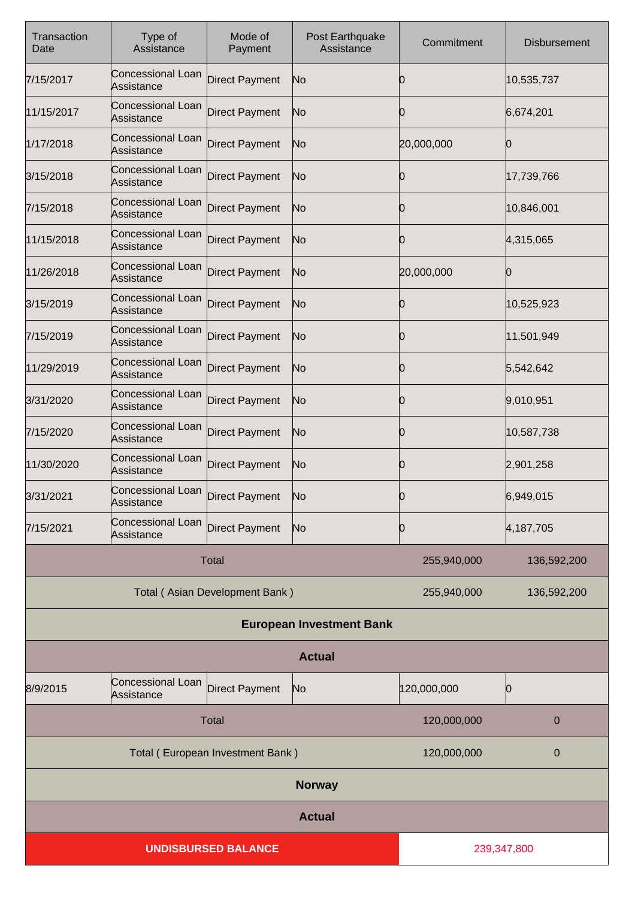| Transaction Date | Type of Assistance | Mode of Payment | Post Earthquake Assistance | Commitment | Disbursement |
|---|---|---|---|---|---|
| 7/15/2017 | Concessional Loan Assistance | Direct Payment | No | 0 | 10,535,737 |
| 11/15/2017 | Concessional Loan Assistance | Direct Payment | No | 0 | 6,674,201 |
| 1/17/2018 | Concessional Loan Assistance | Direct Payment | No | 20,000,000 | 0 |
| 3/15/2018 | Concessional Loan Assistance | Direct Payment | No | 0 | 17,739,766 |
| 7/15/2018 | Concessional Loan Assistance | Direct Payment | No | 0 | 10,846,001 |
| 11/15/2018 | Concessional Loan Assistance | Direct Payment | No | 0 | 4,315,065 |
| 11/26/2018 | Concessional Loan Assistance | Direct Payment | No | 20,000,000 | 0 |
| 3/15/2019 | Concessional Loan Assistance | Direct Payment | No | 0 | 10,525,923 |
| 7/15/2019 | Concessional Loan Assistance | Direct Payment | No | 0 | 11,501,949 |
| 11/29/2019 | Concessional Loan Assistance | Direct Payment | No | 0 | 5,542,642 |
| 3/31/2020 | Concessional Loan Assistance | Direct Payment | No | 0 | 9,010,951 |
| 7/15/2020 | Concessional Loan Assistance | Direct Payment | No | 0 | 10,587,738 |
| 11/30/2020 | Concessional Loan Assistance | Direct Payment | No | 0 | 2,901,258 |
| 3/31/2021 | Concessional Loan Assistance | Direct Payment | No | 0 | 6,949,015 |
| 7/15/2021 | Concessional Loan Assistance | Direct Payment | No | 0 | 4,187,705 |
| Total | | | | 255,940,000 | 136,592,200 |
| Total ( Asian Development Bank ) | | | | 255,940,000 | 136,592,200 |
| **European Investment Bank** | | | | | |
| **Actual** | | | | | |
| 8/9/2015 | Concessional Loan Assistance | Direct Payment | No | 120,000,000 | 0 |
| Total | | | | 120,000,000 | 0 |
| Total ( European Investment Bank ) | | | | 120,000,000 | 0 |
| **Norway** | | | | | |
| **Actual** | | | | | |
| **UNDISBURSED BALANCE** | | | | 239,347,800 | |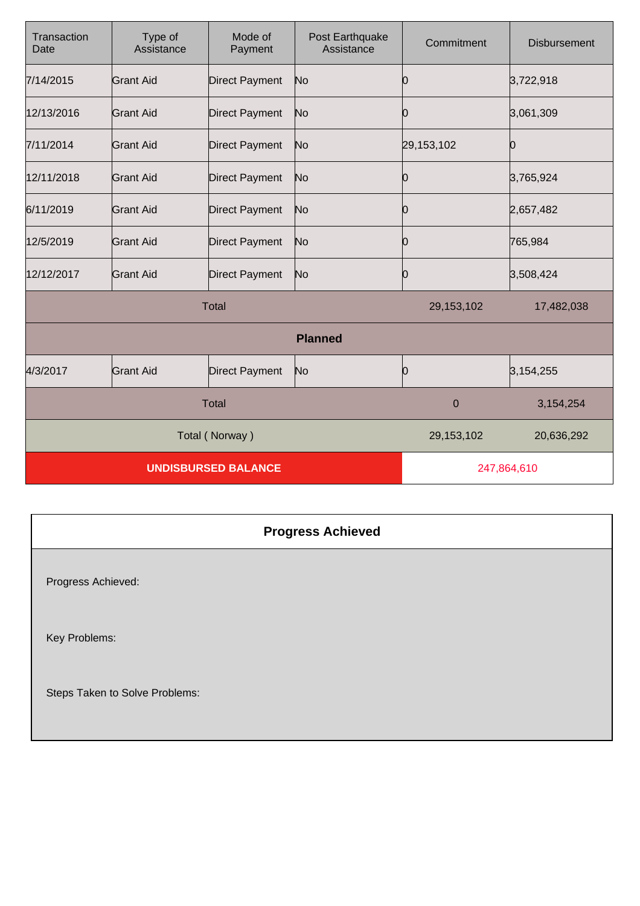| Transaction Date | Type of Assistance | Mode of Payment | Post Earthquake Assistance | Commitment | Disbursement |
| --- | --- | --- | --- | --- | --- |
| 7/14/2015 | Grant Aid | Direct Payment | No | 0 | 3,722,918 |
| 12/13/2016 | Grant Aid | Direct Payment | No | 0 | 3,061,309 |
| 7/11/2014 | Grant Aid | Direct Payment | No | 29,153,102 | 0 |
| 12/11/2018 | Grant Aid | Direct Payment | No | 0 | 3,765,924 |
| 6/11/2019 | Grant Aid | Direct Payment | No | 0 | 2,657,482 |
| 12/5/2019 | Grant Aid | Direct Payment | No | 0 | 765,984 |
| 12/12/2017 | Grant Aid | Direct Payment | No | 0 | 3,508,424 |
| Total | | | | 29,153,102 | 17,482,038 |
| **Planned** | | | | | |
| 4/3/2017 | Grant Aid | Direct Payment | No | 0 | 3,154,255 |
| Total | | | | 0 | 3,154,254 |
| Total ( Norway ) | | | | 29,153,102 | 20,636,292 |
| **UNDISBURSED BALANCE** | | | | 247,864,610 | |

## Progress Achieved

Progress Achieved:

Key Problems:

Steps Taken to Solve Problems: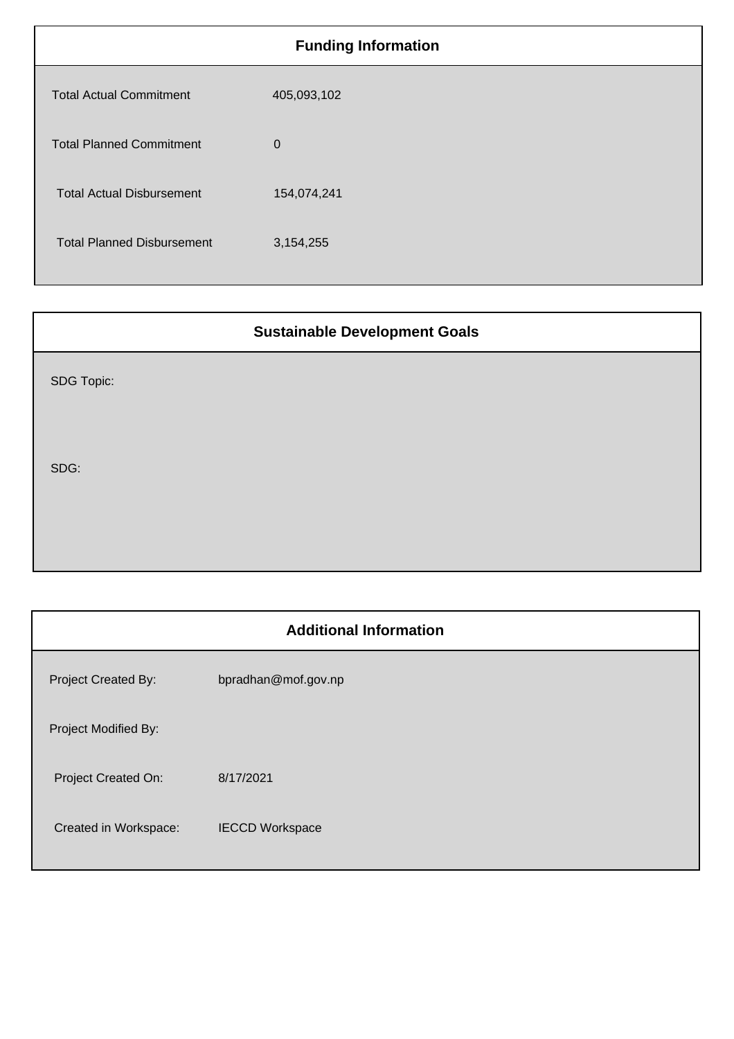## Funding Information

| | |
|---|---|
| Total Actual Commitment | 405,093,102 |
| Total Planned Commitment | 0 |
| Total Actual Disbursement | 154,074,241 |
| Total Planned Disbursement | 3,154,255 |

## Sustainable Development Goals

SDG Topic:

SDG:

## Additional Information

| | |
|---|---|
| Project Created By: | bpradhan@mof.gov.np |
| Project Modified By: | |
| Project Created On: | 8/17/2021 |
| Created in Workspace: | IECCD Workspace |